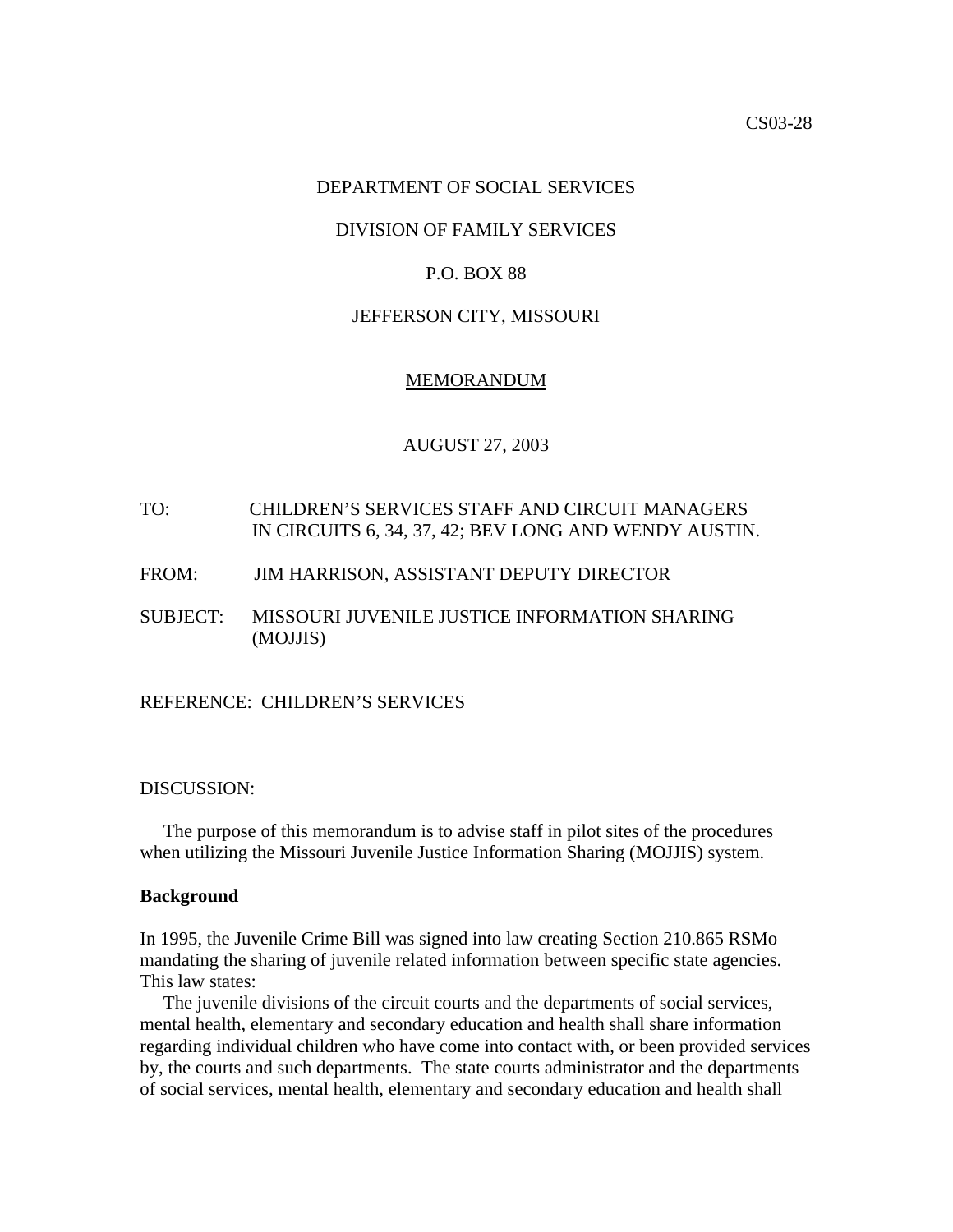CS03-28

DEPARTMENT OF SOCIAL SERVICES

DIVISION OF FAMILY SERVICES

P.O. BOX 88

JEFFERSON CITY, MISSOURI

MEMORANDUM

AUGUST 27, 2003

TO: CHILDREN'S SERVICES STAFF AND CIRCUIT MANAGERS IN CIRCUITS 6, 34, 37, 42; BEV LONG AND WENDY AUSTIN.

FROM: JIM HARRISON, ASSISTANT DEPUTY DIRECTOR

SUBJECT: MISSOURI JUVENILE JUSTICE INFORMATION SHARING (MOJJIS)

REFERENCE: CHILDREN'S SERVICES

DISCUSSION:

The purpose of this memorandum is to advise staff in pilot sites of the procedures when utilizing the Missouri Juvenile Justice Information Sharing (MOJJIS) system.

**Background**

In 1995, the Juvenile Crime Bill was signed into law creating Section 210.865 RSMo mandating the sharing of juvenile related information between specific state agencies. This law states:

The juvenile divisions of the circuit courts and the departments of social services, mental health, elementary and secondary education and health shall share information regarding individual children who have come into contact with, or been provided services by, the courts and such departments. The state courts administrator and the departments of social services, mental health, elementary and secondary education and health shall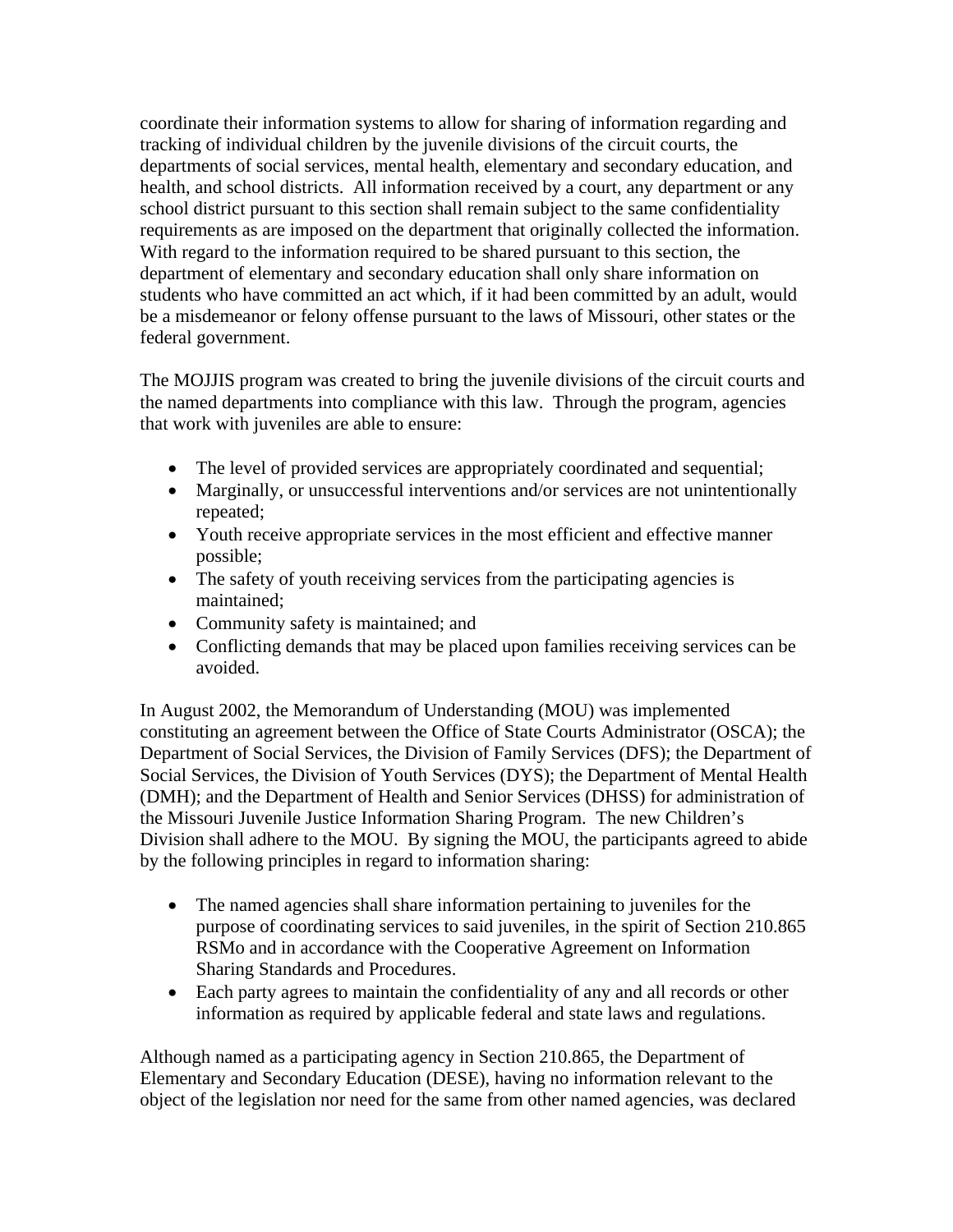coordinate their information systems to allow for sharing of information regarding and tracking of individual children by the juvenile divisions of the circuit courts, the departments of social services, mental health, elementary and secondary education, and health, and school districts. All information received by a court, any department or any school district pursuant to this section shall remain subject to the same confidentiality requirements as are imposed on the department that originally collected the information. With regard to the information required to be shared pursuant to this section, the department of elementary and secondary education shall only share information on students who have committed an act which, if it had been committed by an adult, would be a misdemeanor or felony offense pursuant to the laws of Missouri, other states or the federal government.

The MOJJIS program was created to bring the juvenile divisions of the circuit courts and the named departments into compliance with this law. Through the program, agencies that work with juveniles are able to ensure:

- The level of provided services are appropriately coordinated and sequential;
- Marginally, or unsuccessful interventions and/or services are not unintentionally repeated;
- Youth receive appropriate services in the most efficient and effective manner possible;
- The safety of youth receiving services from the participating agencies is maintained;
- Community safety is maintained; and
- Conflicting demands that may be placed upon families receiving services can be avoided.

In August 2002, the Memorandum of Understanding (MOU) was implemented constituting an agreement between the Office of State Courts Administrator (OSCA); the Department of Social Services, the Division of Family Services (DFS); the Department of Social Services, the Division of Youth Services (DYS); the Department of Mental Health (DMH); and the Department of Health and Senior Services (DHSS) for administration of the Missouri Juvenile Justice Information Sharing Program. The new Children's Division shall adhere to the MOU. By signing the MOU, the participants agreed to abide by the following principles in regard to information sharing:

- The named agencies shall share information pertaining to juveniles for the purpose of coordinating services to said juveniles, in the spirit of Section 210.865 RSMo and in accordance with the Cooperative Agreement on Information Sharing Standards and Procedures.
- Each party agrees to maintain the confidentiality of any and all records or other information as required by applicable federal and state laws and regulations.

Although named as a participating agency in Section 210.865, the Department of Elementary and Secondary Education (DESE), having no information relevant to the object of the legislation nor need for the same from other named agencies, was declared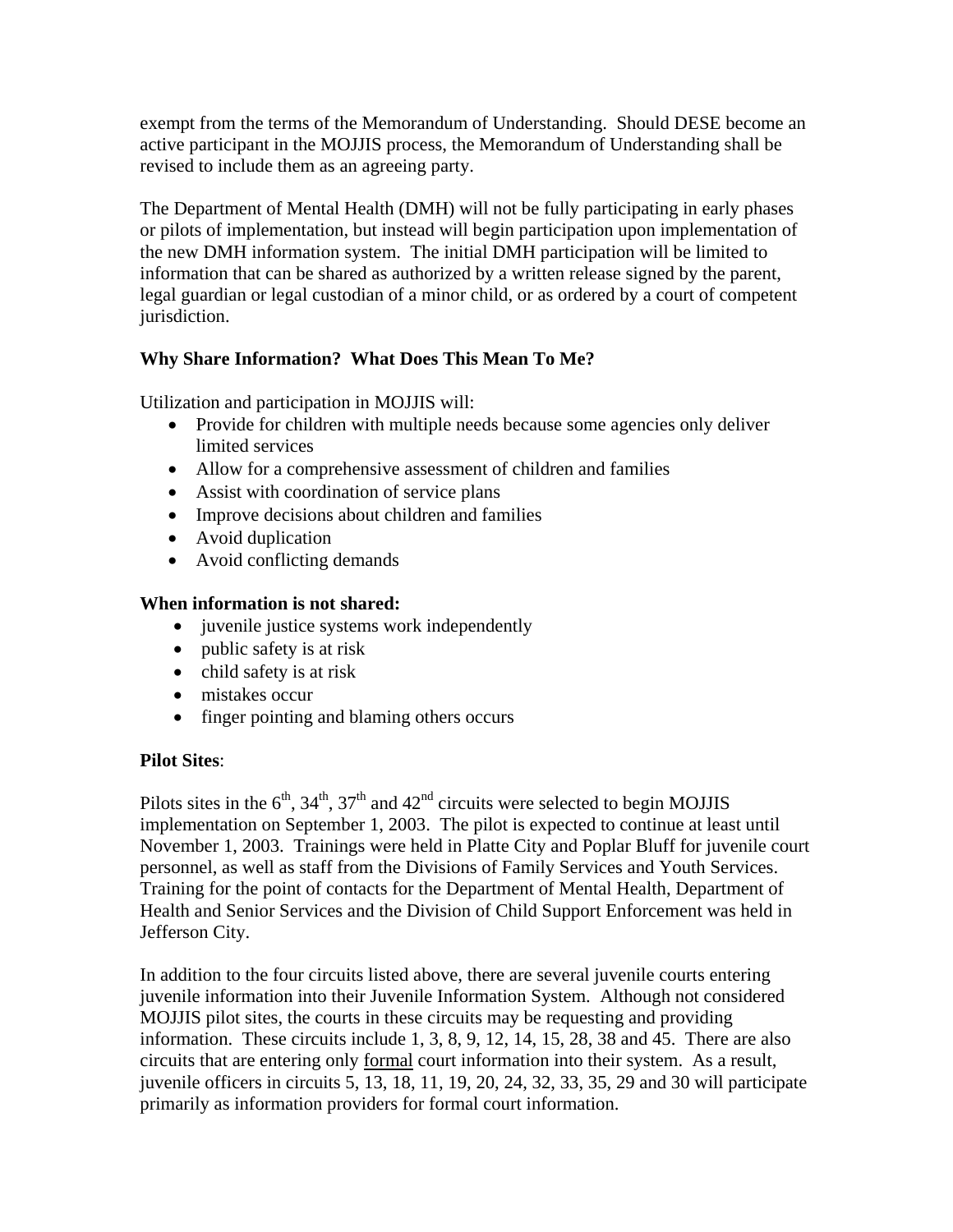exempt from the terms of the Memorandum of Understanding. Should DESE become an active participant in the MOJJIS process, the Memorandum of Understanding shall be revised to include them as an agreeing party.

The Department of Mental Health (DMH) will not be fully participating in early phases or pilots of implementation, but instead will begin participation upon implementation of the new DMH information system. The initial DMH participation will be limited to information that can be shared as authorized by a written release signed by the parent, legal guardian or legal custodian of a minor child, or as ordered by a court of competent jurisdiction.

**Why Share Information? What Does This Mean To Me?**

Utilization and participation in MOJJIS will:

- Provide for children with multiple needs because some agencies only deliver limited services
- Allow for a comprehensive assessment of children and families
- Assist with coordination of service plans
- Improve decisions about children and families
- Avoid duplication
- Avoid conflicting demands

**When information is not shared:**

- juvenile justice systems work independently
- public safety is at risk
- child safety is at risk
- mistakes occur
- finger pointing and blaming others occurs

**Pilot Sites**:

Pilots sites in the 6th, 34th, 37th and 42nd circuits were selected to begin MOJJIS implementation on September 1, 2003. The pilot is expected to continue at least until November 1, 2003. Trainings were held in Platte City and Poplar Bluff for juvenile court personnel, as well as staff from the Divisions of Family Services and Youth Services. Training for the point of contacts for the Department of Mental Health, Department of Health and Senior Services and the Division of Child Support Enforcement was held in Jefferson City.

In addition to the four circuits listed above, there are several juvenile courts entering juvenile information into their Juvenile Information System. Although not considered MOJJIS pilot sites, the courts in these circuits may be requesting and providing information. These circuits include 1, 3, 8, 9, 12, 14, 15, 28, 38 and 45. There are also circuits that are entering only formal court information into their system. As a result, juvenile officers in circuits 5, 13, 18, 11, 19, 20, 24, 32, 33, 35, 29 and 30 will participate primarily as information providers for formal court information.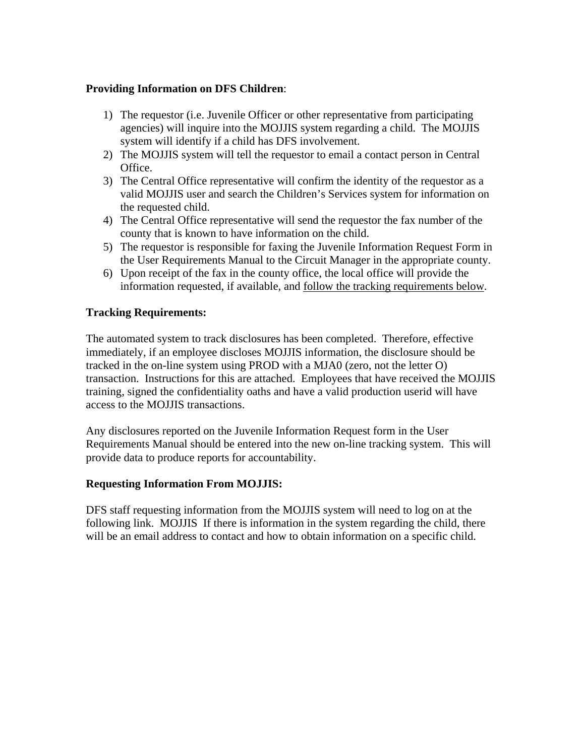**Providing Information on DFS Children**:

1) The requestor (i.e. Juvenile Officer or other representative from participating agencies) will inquire into the MOJJIS system regarding a child. The MOJJIS system will identify if a child has DFS involvement.
2) The MOJJIS system will tell the requestor to email a contact person in Central Office.
3) The Central Office representative will confirm the identity of the requestor as a valid MOJJIS user and search the Children's Services system for information on the requested child.
4) The Central Office representative will send the requestor the fax number of the county that is known to have information on the child.
5) The requestor is responsible for faxing the Juvenile Information Request Form in the User Requirements Manual to the Circuit Manager in the appropriate county.
6) Upon receipt of the fax in the county office, the local office will provide the information requested, if available, and follow the tracking requirements below.

**Tracking Requirements:**

The automated system to track disclosures has been completed. Therefore, effective immediately, if an employee discloses MOJJIS information, the disclosure should be tracked in the on-line system using PROD with a MJA0 (zero, not the letter O) transaction. Instructions for this are attached. Employees that have received the MOJJIS training, signed the confidentiality oaths and have a valid production userid will have access to the MOJJIS transactions.

Any disclosures reported on the Juvenile Information Request form in the User Requirements Manual should be entered into the new on-line tracking system. This will provide data to produce reports for accountability.

**Requesting Information From MOJJIS:**

DFS staff requesting information from the MOJJIS system will need to log on at the following link. MOJJIS If there is information in the system regarding the child, there will be an email address to contact and how to obtain information on a specific child.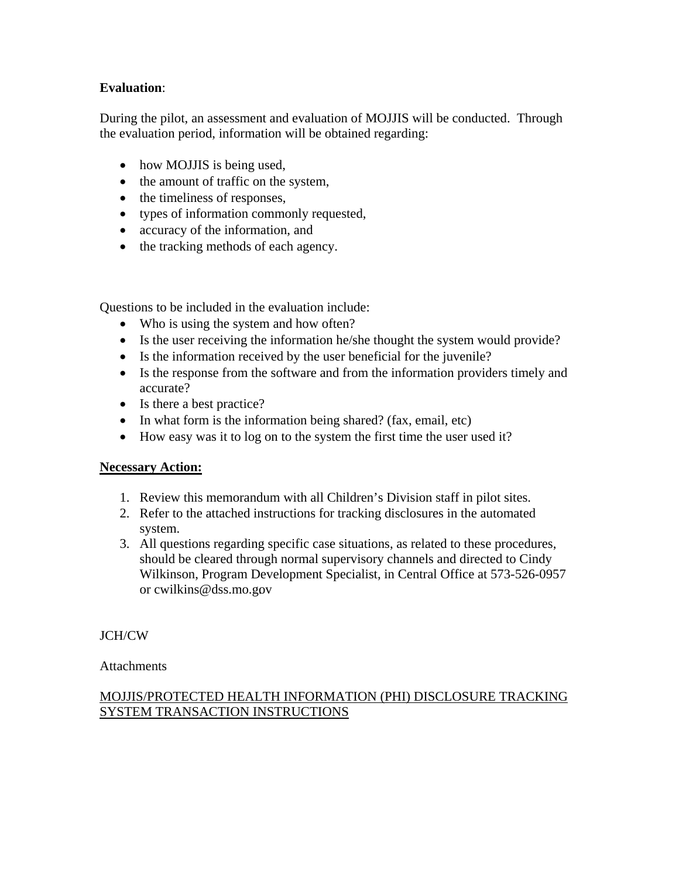**Evaluation**:

During the pilot, an assessment and evaluation of MOJJIS will be conducted. Through the evaluation period, information will be obtained regarding:

- how MOJJIS is being used,
- the amount of traffic on the system,
- the timeliness of responses,
- types of information commonly requested,
- accuracy of the information, and
- the tracking methods of each agency.

Questions to be included in the evaluation include:

- Who is using the system and how often?
- Is the user receiving the information he/she thought the system would provide?
- Is the information received by the user beneficial for the juvenile?
- Is the response from the software and from the information providers timely and accurate?
- Is there a best practice?
- In what form is the information being shared? (fax, email, etc)
- How easy was it to log on to the system the first time the user used it?

**<u>Necessary Action:</u>**

1. Review this memorandum with all Children's Division staff in pilot sites.
2. Refer to the attached instructions for tracking disclosures in the automated system.
3. All questions regarding specific case situations, as related to these procedures, should be cleared through normal supervisory channels and directed to Cindy Wilkinson, Program Development Specialist, in Central Office at 573-526-0957 or cwilkins@dss.mo.gov

JCH/CW

Attachments

<u>MOJJIS/PROTECTED HEALTH INFORMATION (PHI) DISCLOSURE TRACKING SYSTEM TRANSACTION INSTRUCTIONS</u>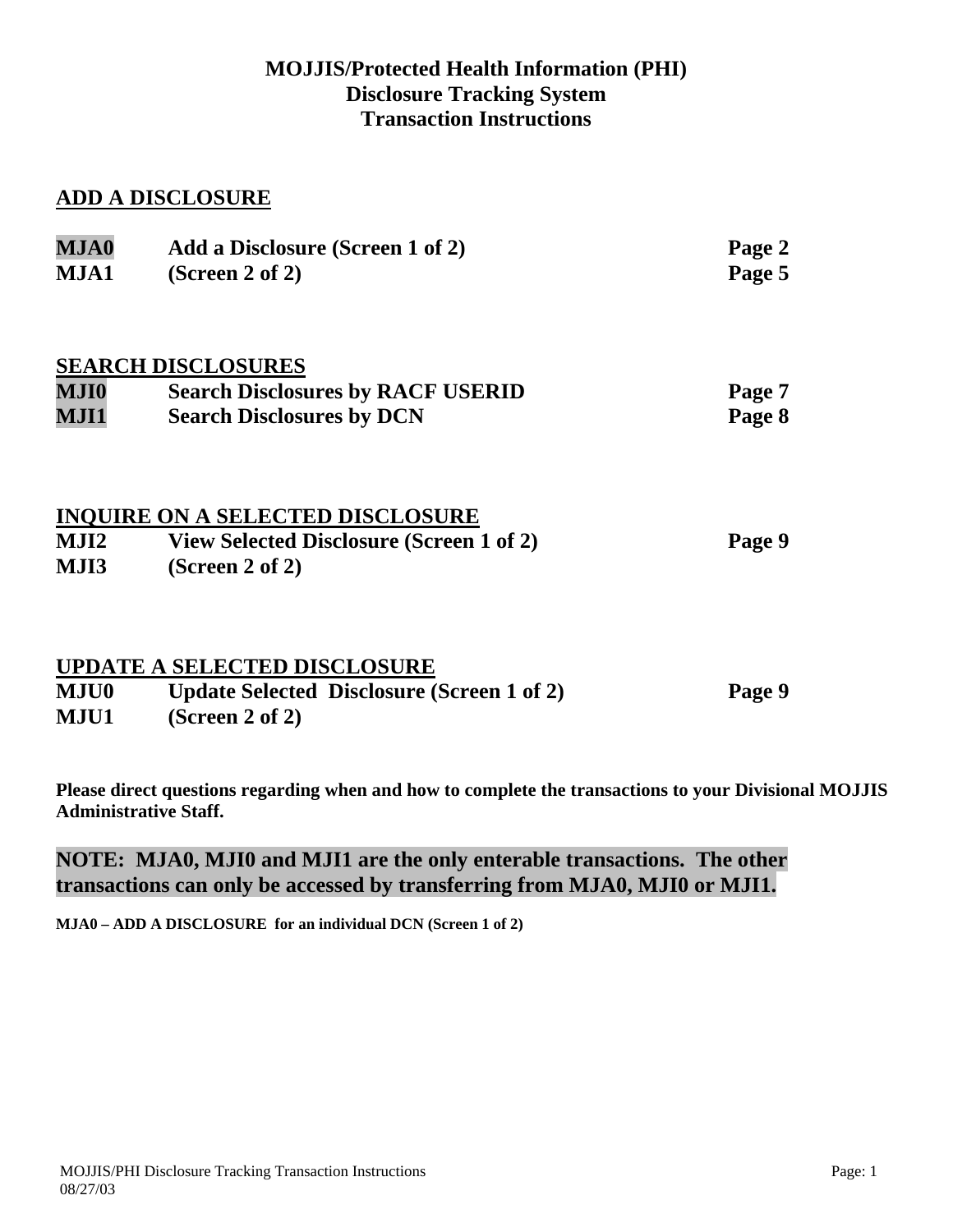# MOJJIS/Protected Health Information (PHI) Disclosure Tracking System Transaction Instructions

## ADD A DISCLOSURE

| | | |
|---|---|---|
| **MJA0** | **Add a Disclosure (Screen 1 of 2)** | **Page 2** |
| **MJA1** | **(Screen 2 of 2)** | **Page 5** |

## SEARCH DISCLOSURES

| | | |
|---|---|---|
| **MJI0** | **Search Disclosures by RACF USERID** | **Page 7** |
| **MJI1** | **Search Disclosures by DCN** | **Page 8** |

## INQUIRE ON A SELECTED DISCLOSURE

| | | |
|---|---|---|
| **MJI2** | **View Selected Disclosure (Screen 1 of 2)** | **Page 9** |
| **MJI3** | **(Screen 2 of 2)** | |

## UPDATE A SELECTED DISCLOSURE

| | | |
|---|---|---|
| **MJU0** | **Update Selected Disclosure (Screen 1 of 2)** | **Page 9** |
| **MJU1** | **(Screen 2 of 2)** | |

**Please direct questions regarding when and how to complete the transactions to your Divisional MOJJIS Administrative Staff.**

**NOTE: MJA0, MJI0 and MJI1 are the only enterable transactions. The other transactions can only be accessed by transferring from MJA0, MJI0 or MJI1.**

**MJA0 – ADD A DISCLOSURE for an individual DCN (Screen 1 of 2)**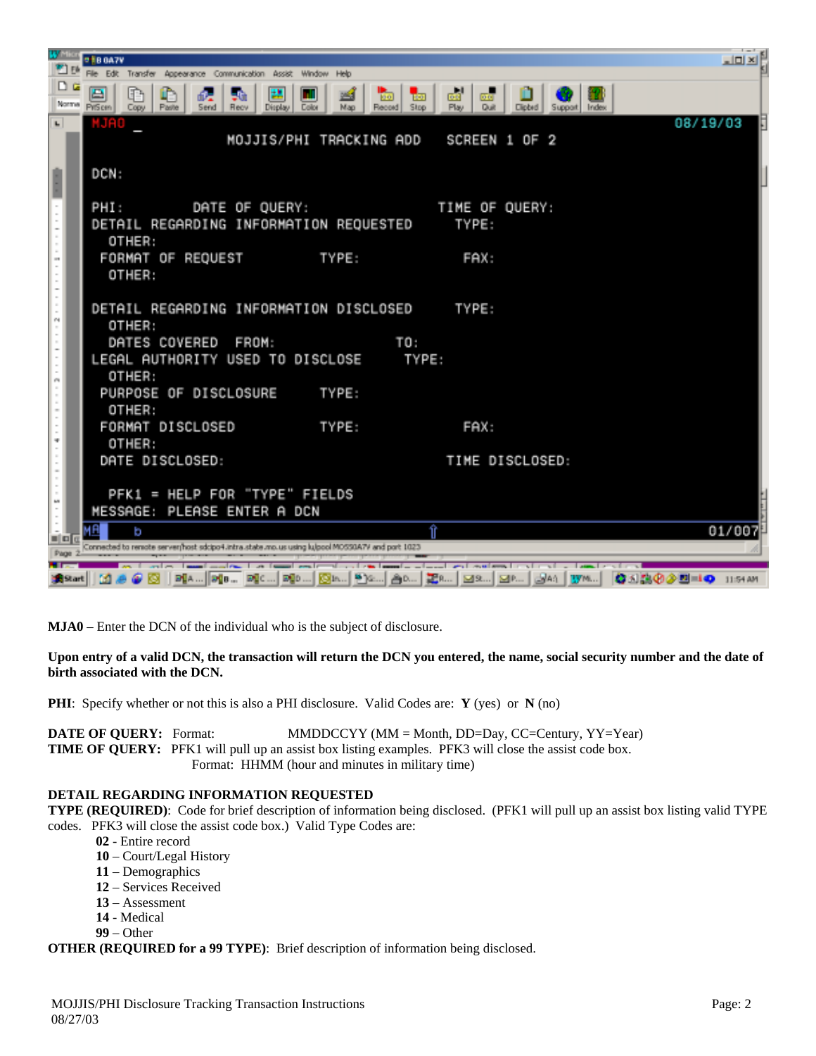```
MJA0 _                                                              08/19/03
                    MOJJIS/PHI TRACKING ADD   SCREEN 1 OF 2

DCN:

PHI:          DATE OF QUERY:                 TIME OF QUERY:
DETAIL REGARDING INFORMATION REQUESTED         TYPE:
  OTHER:
 FORMAT OF REQUEST          TYPE:              FAX:
  OTHER:

DETAIL REGARDING INFORMATION DISCLOSED         TYPE:
  OTHER:
  DATES COVERED   FROM:                 TO:
LEGAL AUTHORITY USED TO DISCLOSE         TYPE:
  OTHER:
 PURPOSE OF DISCLOSURE      TYPE:
  OTHER:
 FORMAT DISCLOSED           TYPE:              FAX:
  OTHER:
 DATE DISCLOSED:                                TIME DISCLOSED:

  PFK1 = HELP FOR "TYPE" FIELDS
MESSAGE: PLEASE ENTER A DCN
```

**MJA0** – Enter the DCN of the individual who is the subject of disclosure.

**Upon entry of a valid DCN, the transaction will return the DCN you entered, the name, social security number and the date of birth associated with the DCN.**

**PHI**: Specify whether or not this is also a PHI disclosure. Valid Codes are: **Y** (yes) or **N** (no)

**DATE OF QUERY:** Format: MMDDCCYY (MM = Month, DD=Day, CC=Century, YY=Year)
**TIME OF QUERY:** PFK1 will pull up an assist box listing examples. PFK3 will close the assist code box.
Format: HHMM (hour and minutes in military time)

**DETAIL REGARDING INFORMATION REQUESTED**
**TYPE (REQUIRED)**: Code for brief description of information being disclosed. (PFK1 will pull up an assist box listing valid TYPE codes. PFK3 will close the assist code box.) Valid Type Codes are:

- **02** - Entire record
- **10** – Court/Legal History
- **11** – Demographics
- **12** – Services Received
- **13** – Assessment
- **14** - Medical
- **99** – Other

**OTHER (REQUIRED for a 99 TYPE)**: Brief description of information being disclosed.

MOJJIS/PHI Disclosure Tracking Transaction Instructions
08/27/03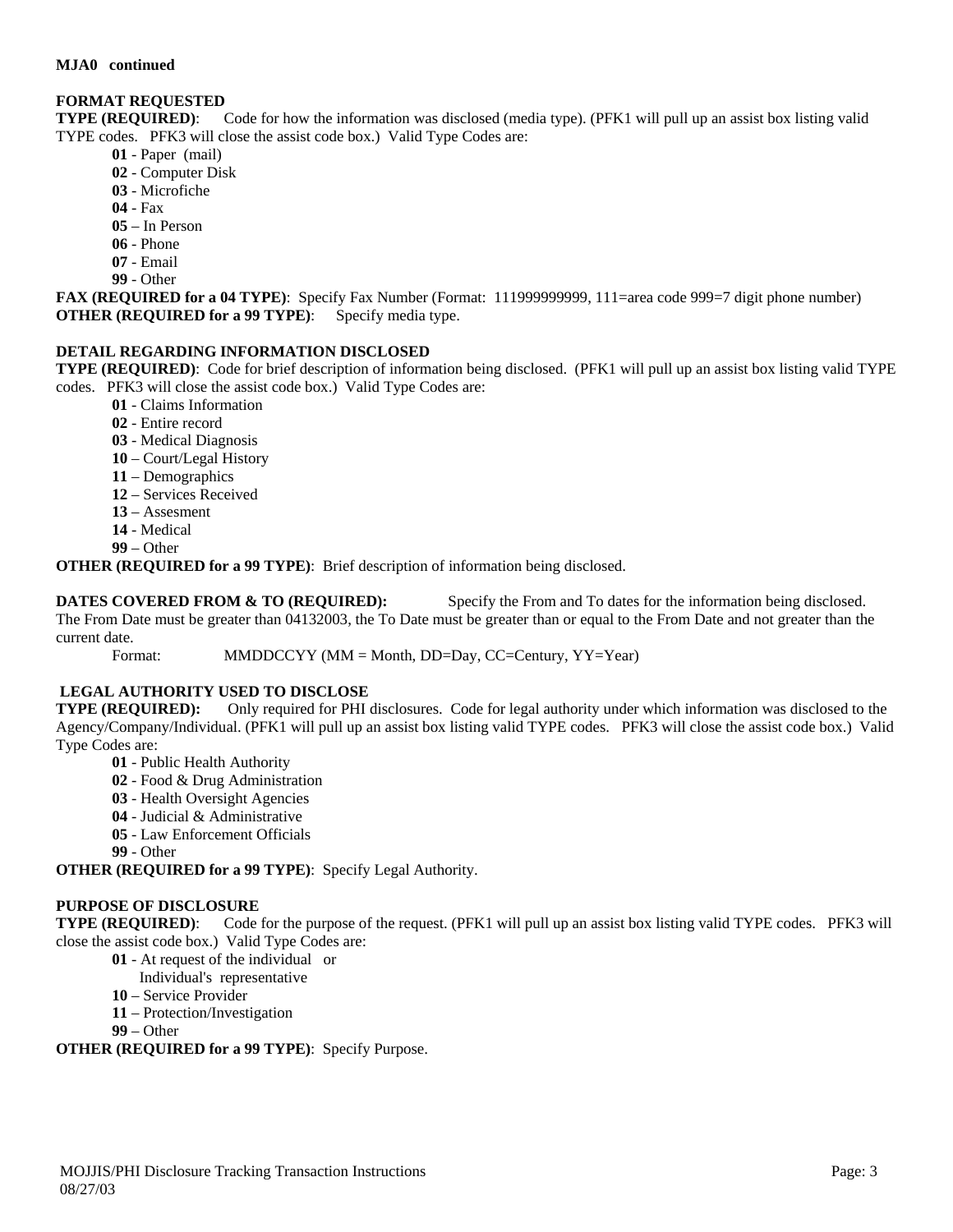**MJA0 continued**

**FORMAT REQUESTED**

**TYPE (REQUIRED)**: Code for how the information was disclosed (media type). (PFK1 will pull up an assist box listing valid TYPE codes. PFK3 will close the assist code box.) Valid Type Codes are:

- **01** - Paper (mail)
- **02** - Computer Disk
- **03** - Microfiche
- **04** - Fax
- **05** – In Person
- **06** - Phone
- **07** - Email
- **99** - Other

**FAX (REQUIRED for a 04 TYPE)**: Specify Fax Number (Format: 111999999999, 111=area code 999=7 digit phone number)

**OTHER (REQUIRED for a 99 TYPE)**: Specify media type.

**DETAIL REGARDING INFORMATION DISCLOSED**

**TYPE (REQUIRED)**: Code for brief description of information being disclosed. (PFK1 will pull up an assist box listing valid TYPE codes. PFK3 will close the assist code box.) Valid Type Codes are:

- **01** - Claims Information
- **02** - Entire record
- **03** - Medical Diagnosis
- **10** – Court/Legal History
- **11** – Demographics
- **12** – Services Received
- **13** – Assesment
- **14** - Medical
- **99** – Other

**OTHER (REQUIRED for a 99 TYPE)**: Brief description of information being disclosed.

**DATES COVERED FROM & TO (REQUIRED):** Specify the From and To dates for the information being disclosed. The From Date must be greater than 04132003, the To Date must be greater than or equal to the From Date and not greater than the current date.

Format: MMDDCCYY (MM = Month, DD=Day, CC=Century, YY=Year)

**LEGAL AUTHORITY USED TO DISCLOSE**

**TYPE (REQUIRED):** Only required for PHI disclosures. Code for legal authority under which information was disclosed to the Agency/Company/Individual. (PFK1 will pull up an assist box listing valid TYPE codes. PFK3 will close the assist code box.) Valid Type Codes are:

- **01** - Public Health Authority
- **02** - Food & Drug Administration
- **03** - Health Oversight Agencies
- **04** - Judicial & Administrative
- **05** - Law Enforcement Officials
- **99** - Other

**OTHER (REQUIRED for a 99 TYPE)**: Specify Legal Authority.

**PURPOSE OF DISCLOSURE**

**TYPE (REQUIRED)**: Code for the purpose of the request. (PFK1 will pull up an assist box listing valid TYPE codes. PFK3 will close the assist code box.) Valid Type Codes are:

- **01** - At request of the individual or Individual's representative
- **10** – Service Provider
- **11** – Protection/Investigation
- **99** – Other

**OTHER (REQUIRED for a 99 TYPE)**: Specify Purpose.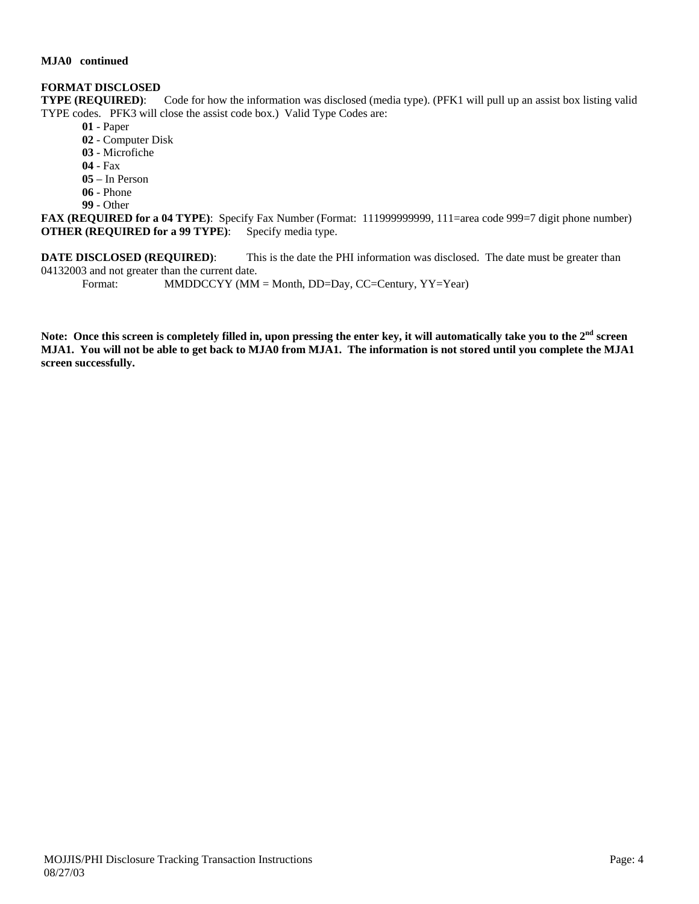**MJA0 continued**

**FORMAT DISCLOSED**
**TYPE (REQUIRED)**: Code for how the information was disclosed (media type). (PFK1 will pull up an assist box listing valid TYPE codes. PFK3 will close the assist code box.) Valid Type Codes are:

- **01** - Paper
- **02** - Computer Disk
- **03** - Microfiche
- **04** - Fax
- **05** – In Person
- **06** - Phone
- **99** - Other

**FAX (REQUIRED for a 04 TYPE)**: Specify Fax Number (Format: 111999999999, 111=area code 999=7 digit phone number)
**OTHER (REQUIRED for a 99 TYPE)**: Specify media type.

**DATE DISCLOSED (REQUIRED)**: This is the date the PHI information was disclosed. The date must be greater than 04132003 and not greater than the current date.

Format: MMDDCCYY (MM = Month, DD=Day, CC=Century, YY=Year)

**Note: Once this screen is completely filled in, upon pressing the enter key, it will automatically take you to the 2nd screen MJA1. You will not be able to get back to MJA0 from MJA1. The information is not stored until you complete the MJA1 screen successfully.**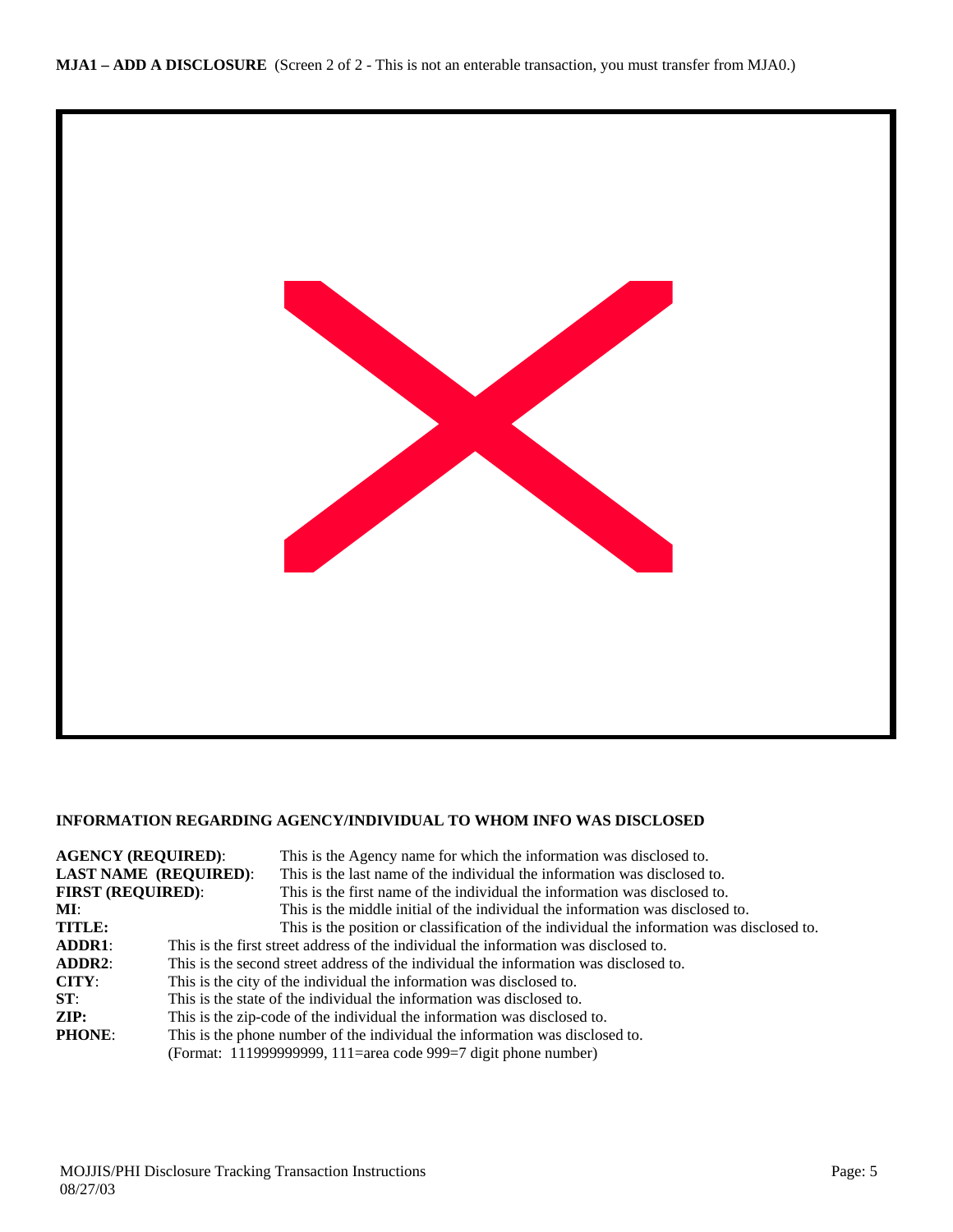**MJA1 – ADD A DISCLOSURE** (Screen 2 of 2 - This is not an enterable transaction, you must transfer from MJA0.)

**INFORMATION REGARDING AGENCY/INDIVIDUAL TO WHOM INFO WAS DISCLOSED**

**AGENCY (REQUIRED)**: This is the Agency name for which the information was disclosed to.
**LAST NAME (REQUIRED)**: This is the last name of the individual the information was disclosed to.
**FIRST (REQUIRED)**: This is the first name of the individual the information was disclosed to.
**MI**: This is the middle initial of the individual the information was disclosed to.
**TITLE:** This is the position or classification of the individual the information was disclosed to.
**ADDR1**: This is the first street address of the individual the information was disclosed to.
**ADDR2**: This is the second street address of the individual the information was disclosed to.
**CITY**: This is the city of the individual the information was disclosed to.
**ST**: This is the state of the individual the information was disclosed to.
**ZIP:** This is the zip-code of the individual the information was disclosed to.
**PHONE**: This is the phone number of the individual the information was disclosed to.
(Format: 111999999999, 111=area code 999=7 digit phone number)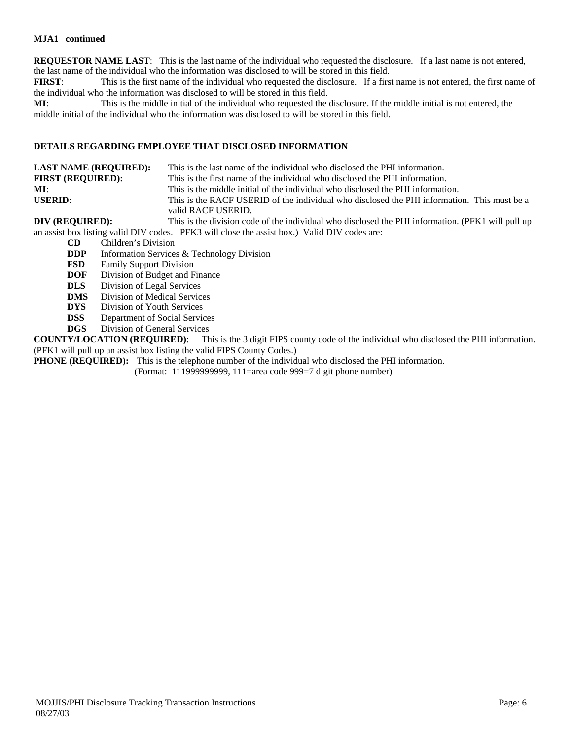**MJA1 continued**

**REQUESTOR NAME LAST**: This is the last name of the individual who requested the disclosure. If a last name is not entered, the last name of the individual who the information was disclosed to will be stored in this field.

**FIRST**: This is the first name of the individual who requested the disclosure. If a first name is not entered, the first name of the individual who the information was disclosed to will be stored in this field.

**MI**: This is the middle initial of the individual who requested the disclosure. If the middle initial is not entered, the middle initial of the individual who the information was disclosed to will be stored in this field.

**DETAILS REGARDING EMPLOYEE THAT DISCLOSED INFORMATION**

**LAST NAME (REQUIRED):** This is the last name of the individual who disclosed the PHI information.

**FIRST (REQUIRED):** This is the first name of the individual who disclosed the PHI information.

**MI**: This is the middle initial of the individual who disclosed the PHI information.

**USERID**: This is the RACF USERID of the individual who disclosed the PHI information. This must be a valid RACF USERID.

**DIV (REQUIRED):** This is the division code of the individual who disclosed the PHI information. (PFK1 will pull up an assist box listing valid DIV codes. PFK3 will close the assist box.) Valid DIV codes are:

- **CD** Children's Division
- **DDP** Information Services & Technology Division
- **FSD** Family Support Division
- **DOF** Division of Budget and Finance
- **DLS** Division of Legal Services
- **DMS** Division of Medical Services
- **DYS** Division of Youth Services
- **DSS** Department of Social Services
- **DGS** Division of General Services

**COUNTY/LOCATION (REQUIRED)**: This is the 3 digit FIPS county code of the individual who disclosed the PHI information. (PFK1 will pull up an assist box listing the valid FIPS County Codes.)

**PHONE (REQUIRED):** This is the telephone number of the individual who disclosed the PHI information.
(Format: 111999999999, 111=area code 999=7 digit phone number)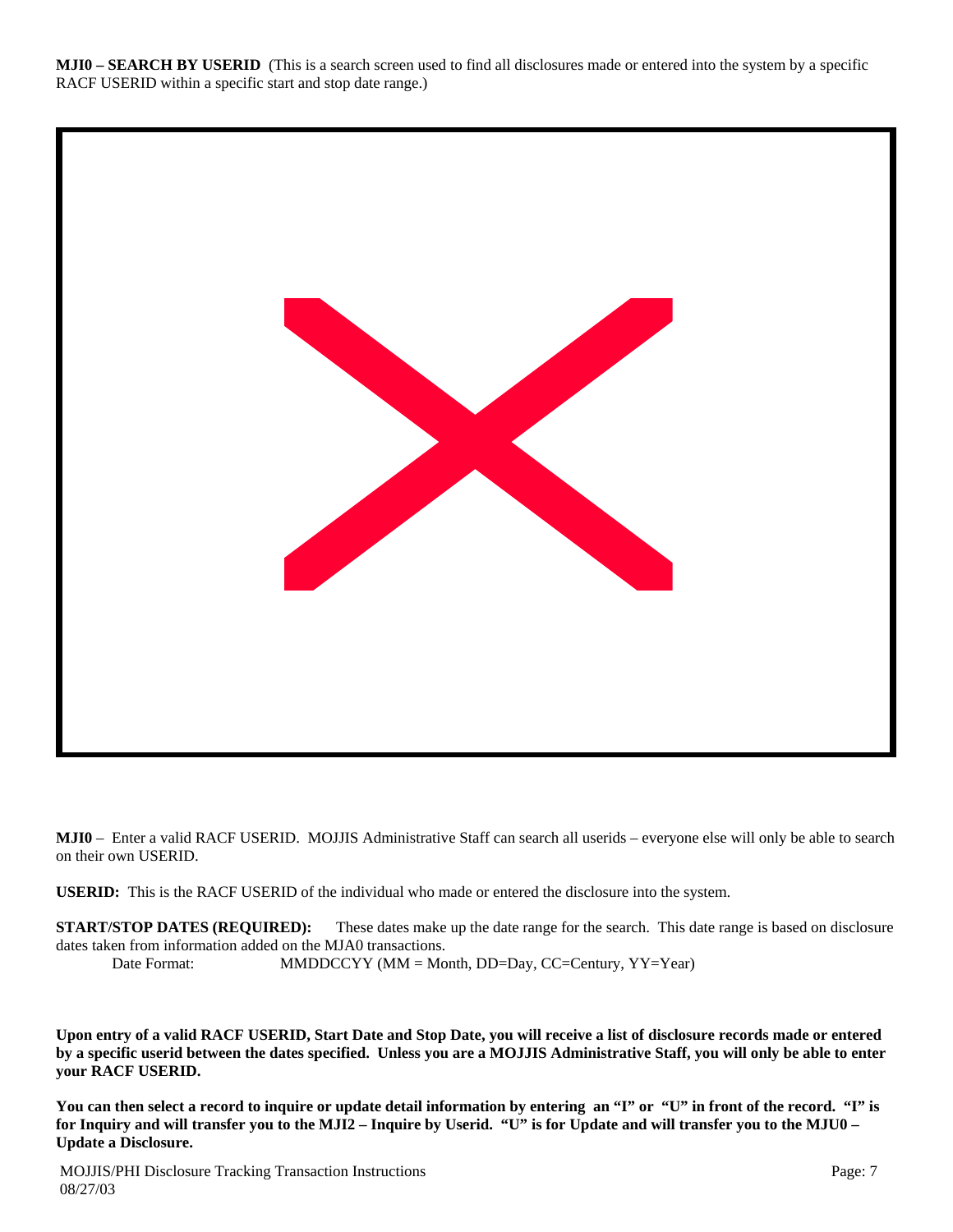**MJI0 – SEARCH BY USERID** (This is a search screen used to find all disclosures made or entered into the system by a specific RACF USERID within a specific start and stop date range.)

**MJI0** – Enter a valid RACF USERID. MOJJIS Administrative Staff can search all userids – everyone else will only be able to search on their own USERID.

**USERID:** This is the RACF USERID of the individual who made or entered the disclosure into the system.

**START/STOP DATES (REQUIRED):** These dates make up the date range for the search. This date range is based on disclosure dates taken from information added on the MJA0 transactions.

Date Format: MMDDCCYY (MM = Month, DD=Day, CC=Century, YY=Year)

**Upon entry of a valid RACF USERID, Start Date and Stop Date, you will receive a list of disclosure records made or entered by a specific userid between the dates specified. Unless you are a MOJJIS Administrative Staff, you will only be able to enter your RACF USERID.**

**You can then select a record to inquire or update detail information by entering an "I" or "U" in front of the record. "I" is for Inquiry and will transfer you to the MJI2 – Inquire by Userid. "U" is for Update and will transfer you to the MJU0 – Update a Disclosure.**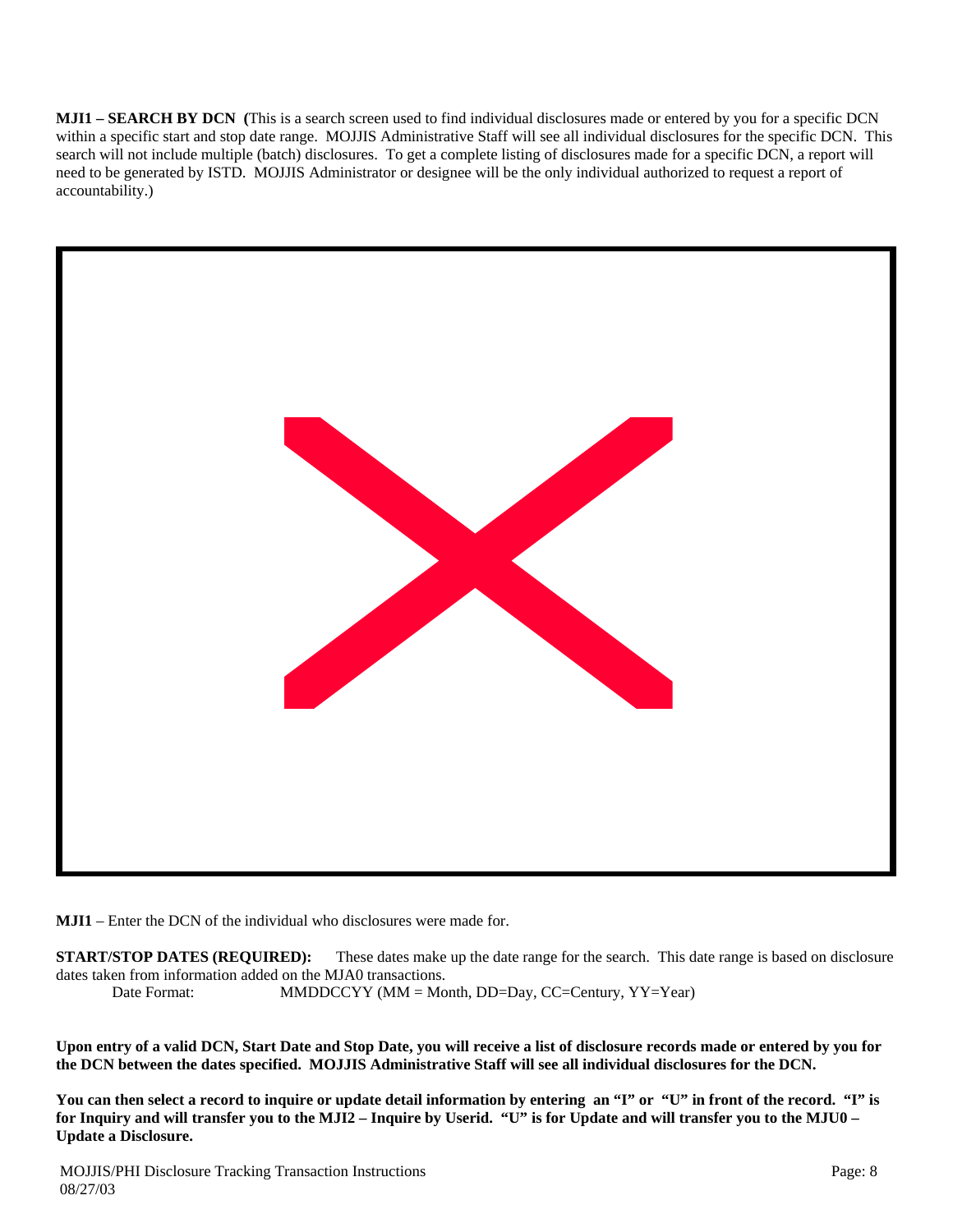**MJI1 – SEARCH BY DCN (**This is a search screen used to find individual disclosures made or entered by you for a specific DCN within a specific start and stop date range. MOJJIS Administrative Staff will see all individual disclosures for the specific DCN. This search will not include multiple (batch) disclosures. To get a complete listing of disclosures made for a specific DCN, a report will need to be generated by ISTD. MOJJIS Administrator or designee will be the only individual authorized to request a report of accountability.)

**MJI1** – Enter the DCN of the individual who disclosures were made for.

**START/STOP DATES (REQUIRED):** These dates make up the date range for the search. This date range is based on disclosure dates taken from information added on the MJA0 transactions.

Date Format: MMDDCCYY (MM = Month, DD=Day, CC=Century, YY=Year)

**Upon entry of a valid DCN, Start Date and Stop Date, you will receive a list of disclosure records made or entered by you for the DCN between the dates specified. MOJJIS Administrative Staff will see all individual disclosures for the DCN.**

**You can then select a record to inquire or update detail information by entering an "I" or "U" in front of the record. "I" is for Inquiry and will transfer you to the MJI2 – Inquire by Userid. "U" is for Update and will transfer you to the MJU0 – Update a Disclosure.**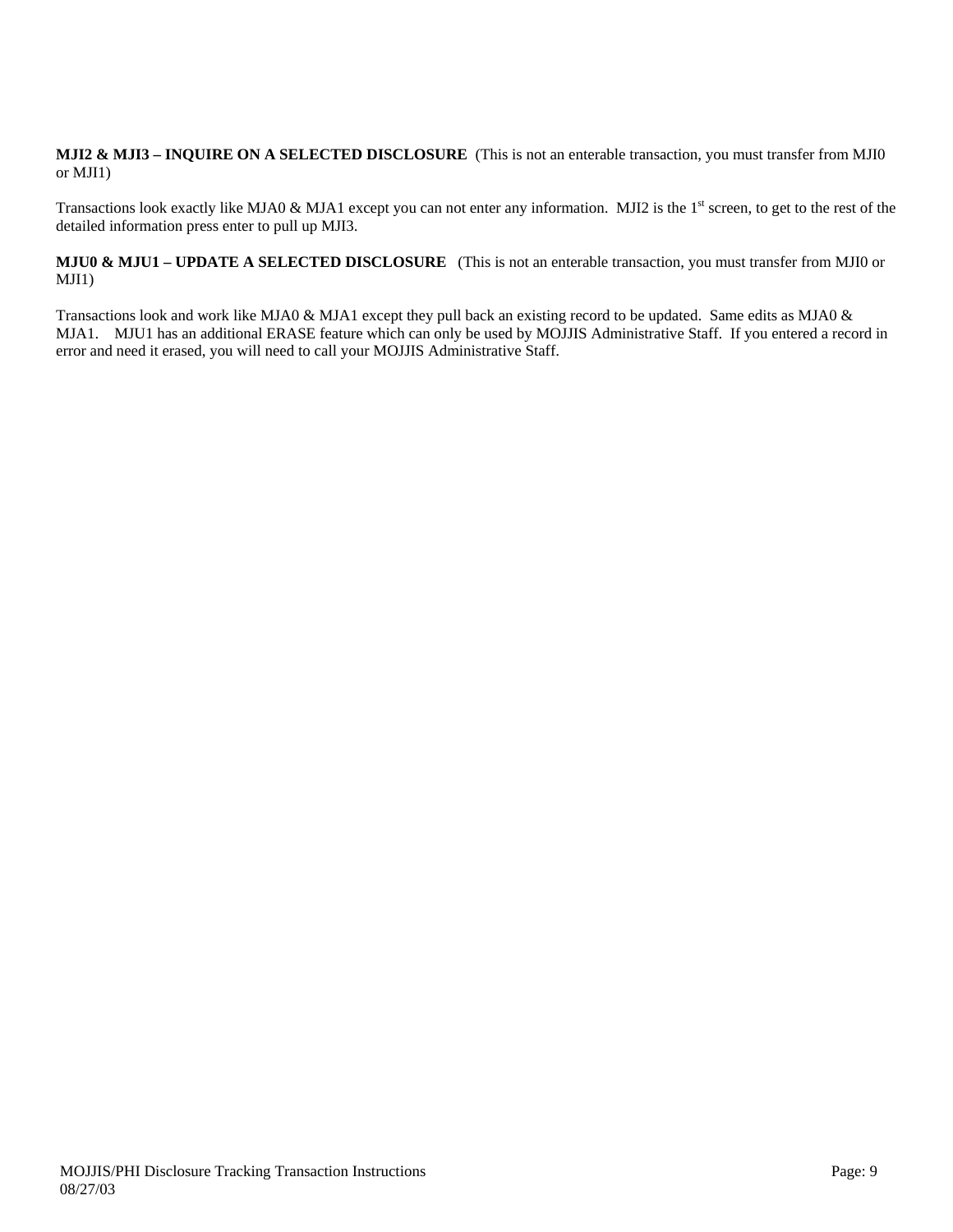**MJI2 & MJI3 – INQUIRE ON A SELECTED DISCLOSURE** (This is not an enterable transaction, you must transfer from MJI0 or MJI1)

Transactions look exactly like MJA0 & MJA1 except you can not enter any information. MJI2 is the 1st screen, to get to the rest of the detailed information press enter to pull up MJI3.

**MJU0 & MJU1 – UPDATE A SELECTED DISCLOSURE** (This is not an enterable transaction, you must transfer from MJI0 or MJI1)

Transactions look and work like MJA0 & MJA1 except they pull back an existing record to be updated. Same edits as MJA0 & MJA1. MJU1 has an additional ERASE feature which can only be used by MOJJIS Administrative Staff. If you entered a record in error and need it erased, you will need to call your MOJJIS Administrative Staff.